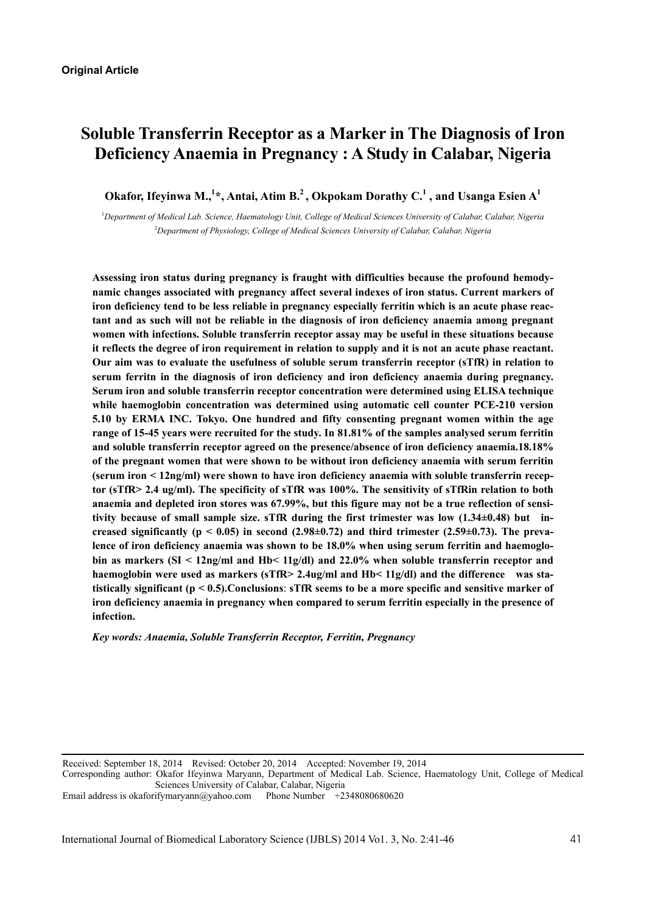**Original Article**

# Soluble Transferrin Receptor as a Marker in The Diagnosis of Iron Deficiency Anaemia in Pregnancy : A Study in Calabar, Nigeria

**Okafor, Ifeyinwa M.,[1]*, Antai, Atim B.[2], Okpokam Dorathy C.[1], and Usanga Esien A[1]**

[1]*Department of Medical Lab. Science, Haematology Unit, College of Medical Sciences University of Calabar, Calabar, Nigeria*
[2]*Department of Physiology, College of Medical Sciences University of Calabar, Calabar, Nigeria*

**Assessing iron status during pregnancy is fraught with difficulties because the profound hemodynamic changes associated with pregnancy affect several indexes of iron status. Current markers of iron deficiency tend to be less reliable in pregnancy especially ferritin which is an acute phase reactant and as such will not be reliable in the diagnosis of iron deficiency anaemia among pregnant women with infections. Soluble transferrin receptor assay may be useful in these situations because it reflects the degree of iron requirement in relation to supply and it is not an acute phase reactant. Our aim was to evaluate the usefulness of soluble serum transferrin receptor (sTfR) in relation to serum ferritn in the diagnosis of iron deficiency and iron deficiency anaemia during pregnancy. Serum iron and soluble transferrin receptor concentration were determined using ELISA technique while haemoglobin concentration was determined using automatic cell counter PCE-210 version 5.10 by ERMA INC. Tokyo. One hundred and fifty consenting pregnant women within the age range of 15-45 years were recruited for the study. In 81.81% of the samples analysed serum ferritin and soluble transferrin receptor agreed on the presence/absence of iron deficiency anaemia.18.18% of the pregnant women that were shown to be without iron deficiency anaemia with serum ferritin (serum iron < 12ng/ml) were shown to have iron deficiency anaemia with soluble transferrin receptor (sTfR> 2.4 ug/ml). The specificity of sTfR was 100%. The sensitivity of sTfRin relation to both anaemia and depleted iron stores was 67.99%, but this figure may not be a true reflection of sensitivity because of small sample size. sTfR during the first trimester was low (1.34±0.48) but increased significantly ($p < 0.05$) in second (2.98±0.72) and third trimester (2.59±0.73). The prevalence of iron deficiency anaemia was shown to be 18.0% when using serum ferritin and haemoglobin as markers (SI < 12ng/ml and Hb< 11g/dl) and 22.0% when soluble transferrin receptor and haemoglobin were used as markers (sTfR> 2.4ug/ml and Hb< 11g/dl) and the difference was statistically significant ($p < 0.5$).Conclusions: sTfR seems to be a more specific and sensitive marker of iron deficiency anaemia in pregnancy when compared to serum ferritin especially in the presence of infection.**

***Key words: Anaemia, Soluble Transferrin Receptor, Ferritin, Pregnancy***

---

Received: September 18, 2014 Revised: October 20, 2014 Accepted: November 19, 2014
Corresponding author: Okafor Ifeyinwa Maryann, Department of Medical Lab. Science, Haematology Unit, College of Medical Sciences University of Calabar, Calabar, Nigeria
Email address is okaforifymaryann@yahoo.com Phone Number +2348080680620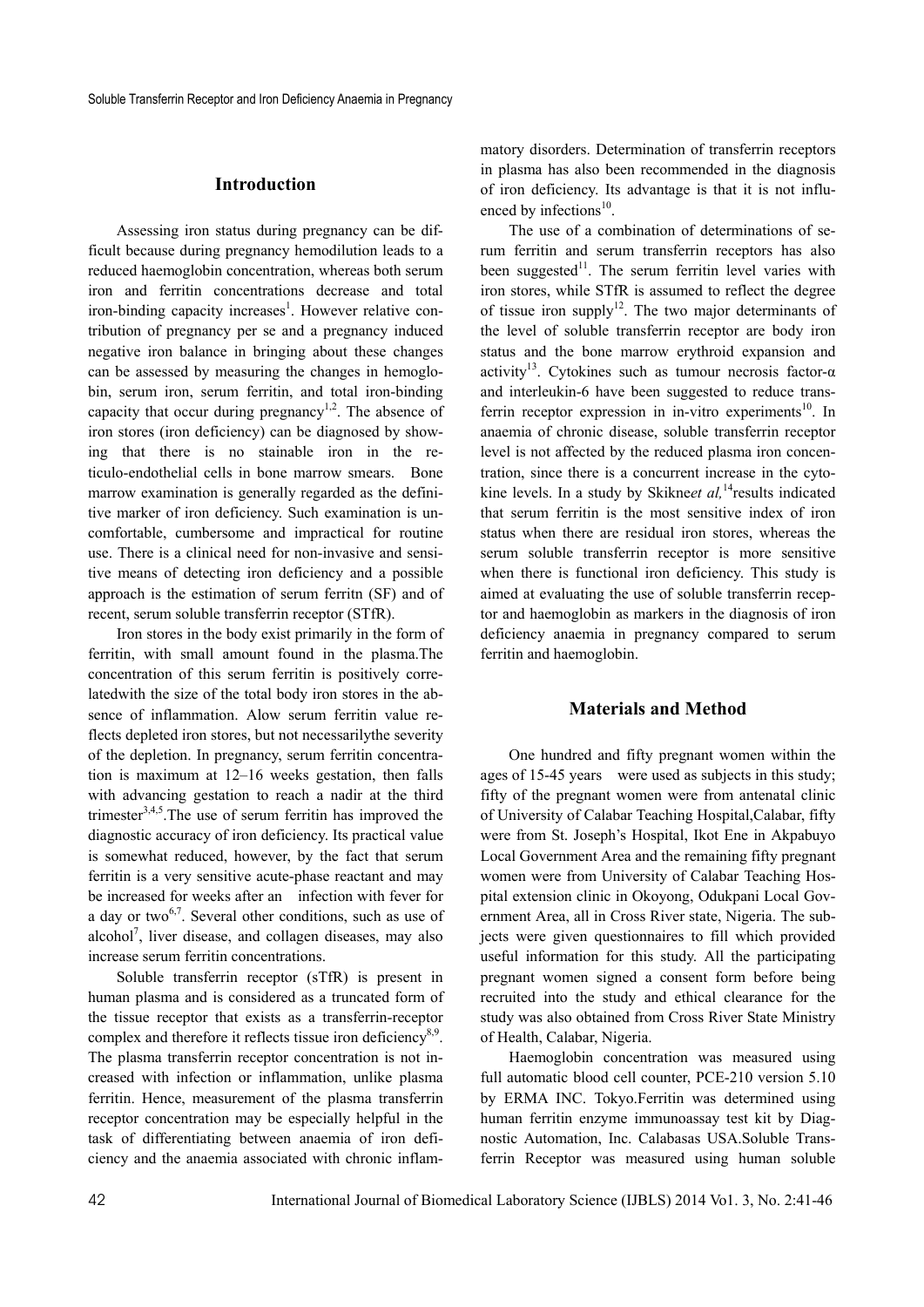## Introduction

Assessing iron status during pregnancy can be difficult because during pregnancy hemodilution leads to a reduced haemoglobin concentration, whereas both serum iron and ferritin concentrations decrease and total iron-binding capacity increases[1]. However relative contribution of pregnancy per se and a pregnancy induced negative iron balance in bringing about these changes can be assessed by measuring the changes in hemoglobin, serum iron, serum ferritin, and total iron-binding capacity that occur during pregnancy[1,2]. The absence of iron stores (iron deficiency) can be diagnosed by showing that there is no stainable iron in the reticulo-endothelial cells in bone marrow smears. Bone marrow examination is generally regarded as the definitive marker of iron deficiency. Such examination is uncomfortable, cumbersome and impractical for routine use. There is a clinical need for non-invasive and sensitive means of detecting iron deficiency and a possible approach is the estimation of serum ferritn (SF) and of recent, serum soluble transferrin receptor (STfR).

Iron stores in the body exist primarily in the form of ferritin, with small amount found in the plasma.The concentration of this serum ferritin is positively correlatedwith the size of the total body iron stores in the absence of inflammation. Alow serum ferritin value reflects depleted iron stores, but not necessarilythe severity of the depletion. In pregnancy, serum ferritin concentration is maximum at 12–16 weeks gestation, then falls with advancing gestation to reach a nadir at the third trimester[3,4,5].The use of serum ferritin has improved the diagnostic accuracy of iron deficiency. Its practical value is somewhat reduced, however, by the fact that serum ferritin is a very sensitive acute-phase reactant and may be increased for weeks after an infection with fever for a day or two[6,7]. Several other conditions, such as use of alcohol[7], liver disease, and collagen diseases, may also increase serum ferritin concentrations.

Soluble transferrin receptor (sTfR) is present in human plasma and is considered as a truncated form of the tissue receptor that exists as a transferrin-receptor complex and therefore it reflects tissue iron deficiency[8,9]. The plasma transferrin receptor concentration is not increased with infection or inflammation, unlike plasma ferritin. Hence, measurement of the plasma transferrin receptor concentration may be especially helpful in the task of differentiating between anaemia of iron deficiency and the anaemia associated with chronic inflammatory disorders. Determination of transferrin receptors in plasma has also been recommended in the diagnosis of iron deficiency. Its advantage is that it is not influenced by infections[10].

The use of a combination of determinations of serum ferritin and serum transferrin receptors has also been suggested[11]. The serum ferritin level varies with iron stores, while STfR is assumed to reflect the degree of tissue iron supply[12]. The two major determinants of the level of soluble transferrin receptor are body iron status and the bone marrow erythroid expansion and activity[13]. Cytokines such as tumour necrosis factor-α and interleukin-6 have been suggested to reduce transferrin receptor expression in in-vitro experiments[10]. In anaemia of chronic disease, soluble transferrin receptor level is not affected by the reduced plasma iron concentration, since there is a concurrent increase in the cytokine levels. In a study by Skikne*et al,*[14]results indicated that serum ferritin is the most sensitive index of iron status when there are residual iron stores, whereas the serum soluble transferrin receptor is more sensitive when there is functional iron deficiency. This study is aimed at evaluating the use of soluble transferrin receptor and haemoglobin as markers in the diagnosis of iron deficiency anaemia in pregnancy compared to serum ferritin and haemoglobin.

## Materials and Method

One hundred and fifty pregnant women within the ages of 15-45 years were used as subjects in this study; fifty of the pregnant women were from antenatal clinic of University of Calabar Teaching Hospital,Calabar, fifty were from St. Joseph's Hospital, Ikot Ene in Akpabuyo Local Government Area and the remaining fifty pregnant women were from University of Calabar Teaching Hospital extension clinic in Okoyong, Odukpani Local Government Area, all in Cross River state, Nigeria. The subjects were given questionnaires to fill which provided useful information for this study. All the participating pregnant women signed a consent form before being recruited into the study and ethical clearance for the study was also obtained from Cross River State Ministry of Health, Calabar, Nigeria.

Haemoglobin concentration was measured using full automatic blood cell counter, PCE-210 version 5.10 by ERMA INC. Tokyo.Ferritin was determined using human ferritin enzyme immunoassay test kit by Diagnostic Automation, Inc. Calabasas USA.Soluble Transferrin Receptor was measured using human soluble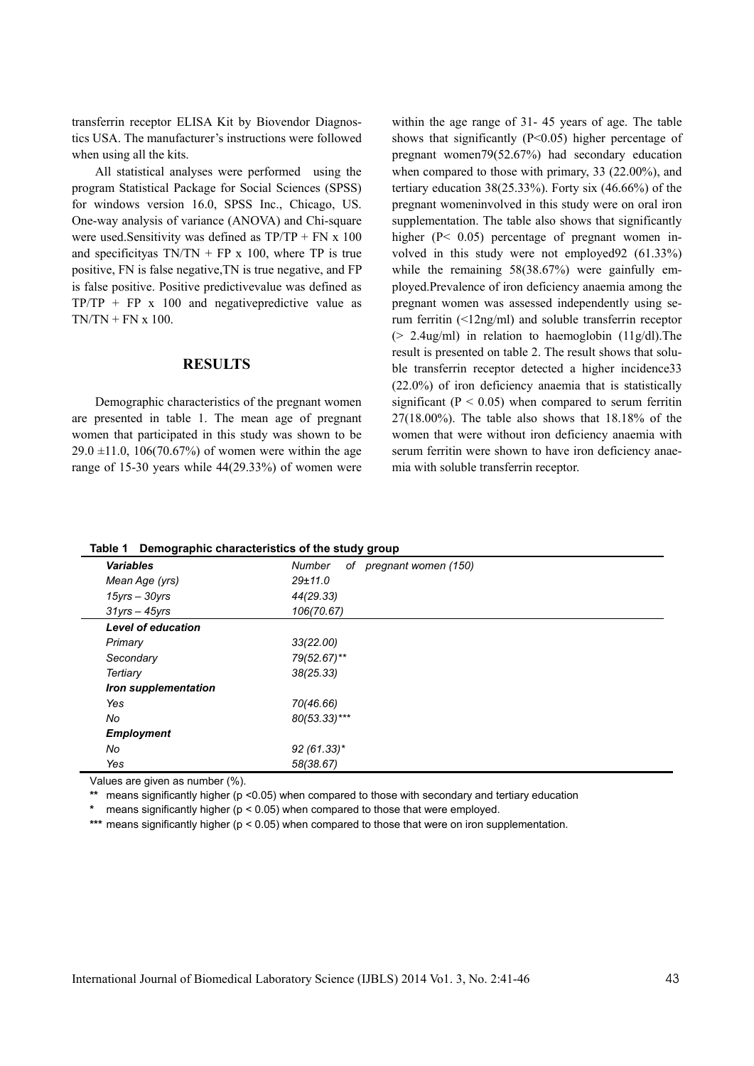transferrin receptor ELISA Kit by Biovendor Diagnostics USA. The manufacturer's instructions were followed when using all the kits.

All statistical analyses were performed using the program Statistical Package for Social Sciences (SPSS) for windows version 16.0, SPSS Inc., Chicago, US. One-way analysis of variance (ANOVA) and Chi-square were used.Sensitivity was defined as TP/TP + FN x 100 and specificityas TN/TN + FP x 100, where TP is true positive, FN is false negative,TN is true negative, and FP is false positive. Positive predictivevalue was defined as TP/TP + FP x 100 and negativepredictive value as TN/TN + FN x 100.

## RESULTS

Demographic characteristics of the pregnant women are presented in table 1. The mean age of pregnant women that participated in this study was shown to be 29.0 ±11.0, 106(70.67%) of women were within the age range of 15-30 years while 44(29.33%) of women were within the age range of 31- 45 years of age. The table shows that significantly ($P<0.05$) higher percentage of pregnant women79(52.67%) had secondary education when compared to those with primary, 33 (22.00%), and tertiary education 38(25.33%). Forty six (46.66%) of the pregnant womeninvolved in this study were on oral iron supplementation. The table also shows that significantly higher ($P< 0.05$) percentage of pregnant women involved in this study were not employed92 (61.33%) while the remaining 58(38.67%) were gainfully employed.Prevalence of iron deficiency anaemia among the pregnant women was assessed independently using serum ferritin (<12ng/ml) and soluble transferrin receptor (> 2.4ug/ml) in relation to haemoglobin (11g/dl).The result is presented on table 2. The result shows that soluble transferrin receptor detected a higher incidence33 (22.0%) of iron deficiency anaemia that is statistically significant ($P < 0.05$) when compared to serum ferritin 27(18.00%). The table also shows that 18.18% of the women that were without iron deficiency anaemia with serum ferritin were shown to have iron deficiency anaemia with soluble transferrin receptor.

**Table 1 Demographic characteristics of the study group**

| *Variables* | *Number of pregnant women (150)* |
|---|---|
| *Mean Age (yrs)* | *29±11.0* |
| *15yrs – 30yrs* | *44(29.33)* |
| *31yrs – 45yrs* | *106(70.67)* |
| ***Level of education*** | |
| *Primary* | *33(22.00)* |
| *Secondary* | *79(52.67)*** |
| *Tertiary* | *38(25.33)* |
| ***Iron supplementation*** | |
| *Yes* | *70(46.66)* |
| *No* | *80(53.33)**** |
| ***Employment*** | |
| *No* | *92 (61.33)** |
| *Yes* | *58(38.67)* |

Values are given as number (%).

** means significantly higher ($p <0.05$) when compared to those with secondary and tertiary education

\* means significantly higher ($p < 0.05$) when compared to those that were employed.

*** means significantly higher ($p < 0.05$) when compared to those that were on iron supplementation.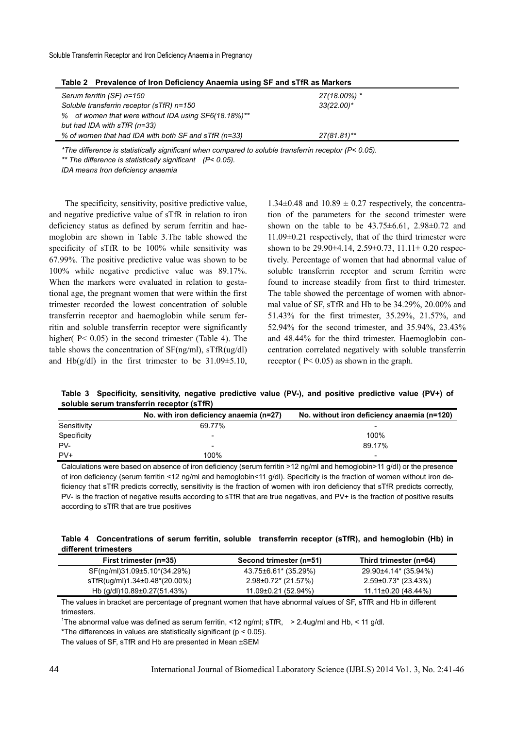**Table 2 Prevalence of Iron Deficiency Anaemia using SF and sTfR as Markers**

| | |
|---|---|
| *Serum ferritin (SF) n=150* | *27(18.00%) ** |
| *Soluble transferrin receptor (sTfR) n=150* | *33(22.00)** |
| *% of women that were without IDA using SF6(18.18%)** but had IDA with sTfR (n=33)* | |
| *% of women that had IDA with both SF and sTfR (n=33)* | *27(81.81)*** |

*\*The difference is statistically significant when compared to soluble transferrin receptor (P< 0.05).*

*\*\* The difference is statistically significant (P< 0.05).*

*IDA means Iron deficiency anaemia*

The specificity, sensitivity, positive predictive value, and negative predictive value of sTfR in relation to iron deficiency status as defined by serum ferritin and haemoglobin are shown in Table 3.The table showed the specificity of sTfR to be 100% while sensitivity was 67.99%. The positive predictive value was shown to be 100% while negative predictive value was 89.17%. When the markers were evaluated in relation to gestational age, the pregnant women that were within the first trimester recorded the lowest concentration of soluble transferrin receptor and haemoglobin while serum ferritin and soluble transferrin receptor were significantly higher( P< 0.05) in the second trimester (Table 4). The table shows the concentration of SF(ng/ml), sTfR(ug/dl) and Hb(g/dl) in the first trimester to be 31.09±5.10, 1.34±0.48 and 10.89 ± 0.27 respectively, the concentration of the parameters for the second trimester were shown on the table to be 43.75±6.61, 2.98±0.72 and 11.09±0.21 respectively, that of the third trimester were shown to be 29.90±4.14, 2.59±0.73, 11.11± 0.20 respectively. Percentage of women that had abnormal value of soluble transferrin receptor and serum ferritin were found to increase steadily from first to third trimester. The table showed the percentage of women with abnormal value of SF, sTfR and Hb to be 34.29%, 20.00% and 51.43% for the first trimester, 35.29%, 21.57%, and 52.94% for the second trimester, and 35.94%, 23.43% and 48.44% for the third trimester. Haemoglobin concentration correlated negatively with soluble transferrin receptor ( P< 0.05) as shown in the graph.

**Table 3 Specificity, sensitivity, negative predictive value (PV-), and positive predictive value (PV+) of soluble serum transferrin receptor (sTfR)**

| | No. with iron deficiency anaemia (n=27) | No. without iron deficiency anaemia (n=120) |
|---|---|---|
| Sensitivity | 69.77% | - |
| Specificity | - | 100% |
| PV- | - | 89.17% |
| PV+ | 100% | - |

Calculations were based on absence of iron deficiency (serum ferritin >12 ng/ml and hemoglobin>11 g/dl) or the presence of iron deficiency (serum ferritin <12 ng/ml and hemoglobin<11 g/dl). Specificity is the fraction of women without iron deficiency that sTfR predicts correctly, sensitivity is the fraction of women with iron deficiency that sTfR predicts correctly, PV- is the fraction of negative results according to sTfR that are true negatives, and PV+ is the fraction of positive results according to sTfR that are true positives

**Table 4 Concentrations of serum ferritin, soluble transferrin receptor (sTfR), and hemoglobin (Hb) in different trimesters**

| First trimester (n=35) | Second trimester (n=51) | Third trimester (n=64) |
|---|---|---|
| SF(ng/ml)31.09±5.10*(34.29%) | 43.75±6.61* (35.29%) | 29.90±4.14* (35.94%) |
| sTfR(ug/ml)1.34±0.48*(20.00%) | 2.98±0.72* (21.57%) | 2.59±0.73* (23.43%) |
| Hb (g/dl)10.89±0.27(51.43%) | 11.09±0.21 (52.94%) | 11.11±0.20 (48.44%) |

The values in bracket are percentage of pregnant women that have abnormal values of SF, sTfR and Hb in different trimesters.

[1]The abnormal value was defined as serum ferritin, <12 ng/ml; sTfR, > 2.4ug/ml and Hb, < 11 g/dl.

*The differences in values are statistically significant ($p < 0.05$).

The values of SF, sTfR and Hb are presented in Mean ±SEM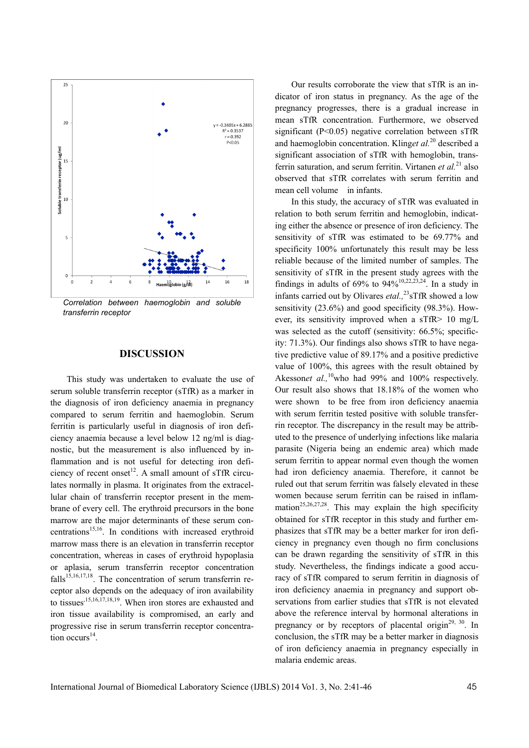*Correlation between haemoglobin and soluble transferrin receptor*

## DISCUSSION

This study was undertaken to evaluate the use of serum soluble transferrin receptor (sTfR) as a marker in the diagnosis of iron deficiency anaemia in pregnancy compared to serum ferritin and haemoglobin. Serum ferritin is particularly useful in diagnosis of iron deficiency anaemia because a level below 12 ng/ml is diagnostic, but the measurement is also influenced by inflammation and is not useful for detecting iron deficiency of recent onset[12]. A small amount of sTfR circulates normally in plasma. It originates from the extracellular chain of transferrin receptor present in the membrane of every cell. The erythroid precursors in the bone marrow are the major determinants of these serum concentrations[15,16]. In conditions with increased erythroid marrow mass there is an elevation in transferrin receptor concentration, whereas in cases of erythroid hypoplasia or aplasia, serum transferrin receptor concentration falls[15,16,17,18]. The concentration of serum transferrin receptor also depends on the adequacy of iron availability to tissues[15,16,17,18,19]. When iron stores are exhausted and iron tissue availability is compromised, an early and progressive rise in serum transferrin receptor concentration occurs[14].

Our results corroborate the view that sTfR is an indicator of iron status in pregnancy. As the age of the pregnancy progresses, there is a gradual increase in mean sTfR concentration. Furthermore, we observed significant ($P<0.05$) negative correlation between sTfR and haemoglobin concentration. Klinget *al.*[20] described a significant association of sTfR with hemoglobin, transferrin saturation, and serum ferritin. Virtanen *et al.*[21] also observed that sTfR correlates with serum ferritin and mean cell volume in infants.

In this study, the accuracy of sTfR was evaluated in relation to both serum ferritin and hemoglobin, indicating either the absence or presence of iron deficiency. The sensitivity of sTfR was estimated to be 69.77% and specificity 100% unfortunately this result may be less reliable because of the limited number of samples. The sensitivity of sTfR in the present study agrees with the findings in adults of 69% to 94%[10,22,23,24]. In a study in infants carried out by Olivares *etal.,*[23]sTfR showed a low sensitivity (23.6%) and good specificity (98.3%). However, its sensitivity improved when a sTfR> 10 mg/L was selected as the cutoff (sensitivity: 66.5%; specificity: 71.3%). Our findings also shows sTfR to have negative predictive value of 89.17% and a positive predictive value of 100%, this agrees with the result obtained by Akesson*et al.,*[10]who had 99% and 100% respectively. Our result also shows that 18.18% of the women who were shown to be free from iron deficiency anaemia with serum ferritin tested positive with soluble transferrin receptor. The discrepancy in the result may be attributed to the presence of underlying infections like malaria parasite (Nigeria being an endemic area) which made serum ferritin to appear normal even though the women had iron deficiency anaemia. Therefore, it cannot be ruled out that serum ferritin was falsely elevated in these women because serum ferritin can be raised in inflammation[25,26,27,28]. This may explain the high specificity obtained for sTfR receptor in this study and further emphasizes that sTfR may be a better marker for iron deficiency in pregnancy even though no firm conclusions can be drawn regarding the sensitivity of sTfR in this study. Nevertheless, the findings indicate a good accuracy of sTfR compared to serum ferritin in diagnosis of iron deficiency anaemia in pregnancy and support observations from earlier studies that sTfR is not elevated above the reference interval by hormonal alterations in pregnancy or by receptors of placental origin[29, 30]. In conclusion, the sTfR may be a better marker in diagnosis of iron deficiency anaemia in pregnancy especially in malaria endemic areas.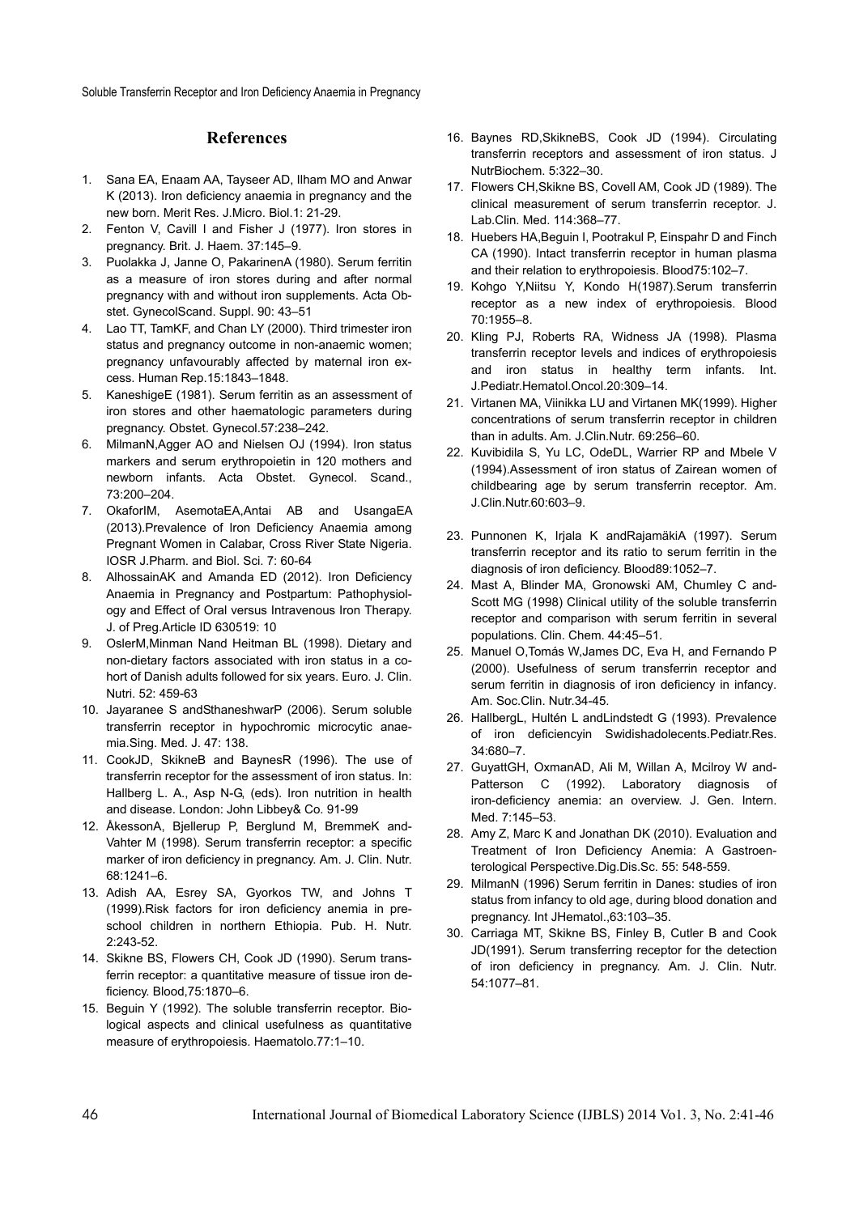## References

1. Sana EA, Enaam AA, Tayseer AD, Ilham MO and Anwar K (2013). Iron deficiency anaemia in pregnancy and the new born. Merit Res. J.Micro. Biol.1: 21-29.
2. Fenton V, Cavill I and Fisher J (1977). Iron stores in pregnancy. Brit. J. Haem. 37:145–9.
3. Puolakka J, Janne O, PakarinenA (1980). Serum ferritin as a measure of iron stores during and after normal pregnancy with and without iron supplements. Acta Obstet. GynecolScand. Suppl. 90: 43–51
4. Lao TT, TamKF, and Chan LY (2000). Third trimester iron status and pregnancy outcome in non-anaemic women; pregnancy unfavourably affected by maternal iron excess. Human Rep.15:1843–1848.
5. KaneshigeE (1981). Serum ferritin as an assessment of iron stores and other haematologic parameters during pregnancy. Obstet. Gynecol.57:238–242.
6. MilmanN,Agger AO and Nielsen OJ (1994). Iron status markers and serum erythropoietin in 120 mothers and newborn infants. Acta Obstet. Gynecol. Scand., 73:200–204.
7. OkaforIM, AsemotaEA,Antai AB and UsangaEA (2013).Prevalence of Iron Deficiency Anaemia among Pregnant Women in Calabar, Cross River State Nigeria. IOSR J.Pharm. and Biol. Sci. 7: 60-64
8. AlhossainAK and Amanda ED (2012). Iron Deficiency Anaemia in Pregnancy and Postpartum: Pathophysiology and Effect of Oral versus Intravenous Iron Therapy. J. of Preg.Article ID 630519: 10
9. OslerM,Minman Nand Heitman BL (1998). Dietary and non-dietary factors associated with iron status in a cohort of Danish adults followed for six years. Euro. J. Clin. Nutri. 52: 459-63
10. Jayaranee S andSthaneshwarP (2006). Serum soluble transferrin receptor in hypochromic microcytic anaemia.Sing. Med. J. 47: 138.
11. CookJD, SkikneB and BaynesR (1996). The use of transferrin receptor for the assessment of iron status. In: Hallberg L. A., Asp N-G, (eds). Iron nutrition in health and disease. London: John Libbey& Co. 91-99
12. ÅkessonA, Bjellerup P, Berglund M, BremmeK and-Vahter M (1998). Serum transferrin receptor: a specific marker of iron deficiency in pregnancy. Am. J. Clin. Nutr. 68:1241–6.
13. Adish AA, Esrey SA, Gyorkos TW, and Johns T (1999).Risk factors for iron deficiency anemia in preschool children in northern Ethiopia. Pub. H. Nutr. 2:243-52.
14. Skikne BS, Flowers CH, Cook JD (1990). Serum transferrin receptor: a quantitative measure of tissue iron deficiency. Blood,75:1870–6.
15. Beguin Y (1992). The soluble transferrin receptor. Biological aspects and clinical usefulness as quantitative measure of erythropoiesis. Haematolo.77:1–10.
16. Baynes RD,SkikneBS, Cook JD (1994). Circulating transferrin receptors and assessment of iron status. J NutrBiochem. 5:322–30.
17. Flowers CH,Skikne BS, Covell AM, Cook JD (1989). The clinical measurement of serum transferrin receptor. J. Lab.Clin. Med. 114:368–77.
18. Huebers HA,Beguin I, Pootrakul P, Einspahr D and Finch CA (1990). Intact transferrin receptor in human plasma and their relation to erythropoiesis. Blood75:102–7.
19. Kohgo Y,Niitsu Y, Kondo H(1987).Serum transferrin receptor as a new index of erythropoiesis. Blood 70:1955–8.
20. Kling PJ, Roberts RA, Widness JA (1998). Plasma transferrin receptor levels and indices of erythropoiesis and iron status in healthy term infants. Int. J.Pediatr.Hematol.Oncol.20:309–14.
21. Virtanen MA, Viinikka LU and Virtanen MK(1999). Higher concentrations of serum transferrin receptor in children than in adults. Am. J.Clin.Nutr. 69:256–60.
22. Kuvibidila S, Yu LC, OdeDL, Warrier RP and Mbele V (1994).Assessment of iron status of Zairean women of childbearing age by serum transferrin receptor. Am. J.Clin.Nutr.60:603–9.
23. Punnonen K, Irjala K andRajamäkiA (1997). Serum transferrin receptor and its ratio to serum ferritin in the diagnosis of iron deficiency. Blood89:1052–7.
24. Mast A, Blinder MA, Gronowski AM, Chumley C and-Scott MG (1998) Clinical utility of the soluble transferrin receptor and comparison with serum ferritin in several populations. Clin. Chem. 44:45–51.
25. Manuel O,Tomás W,James DC, Eva H, and Fernando P (2000). Usefulness of serum transferrin receptor and serum ferritin in diagnosis of iron deficiency in infancy. Am. Soc.Clin. Nutr.34-45.
26. HallbergL, Hultén L andLindstedt G (1993). Prevalence of iron deficiencyin Swidishadolecents.Pediatr.Res. 34:680–7.
27. GuyattGH, OxmanAD, Ali M, Willan A, Mcilroy W and-Patterson C (1992). Laboratory diagnosis of iron-deficiency anemia: an overview. J. Gen. Intern. Med. 7:145–53.
28. Amy Z, Marc K and Jonathan DK (2010). Evaluation and Treatment of Iron Deficiency Anemia: A Gastroenterological Perspective.Dig.Dis.Sc. 55: 548-559.
29. MilmanN (1996) Serum ferritin in Danes: studies of iron status from infancy to old age, during blood donation and pregnancy. Int JHematol.,63:103–35.
30. Carriaga MT, Skikne BS, Finley B, Cutler B and Cook JD(1991). Serum transferring receptor for the detection of iron deficiency in pregnancy. Am. J. Clin. Nutr. 54:1077–81.